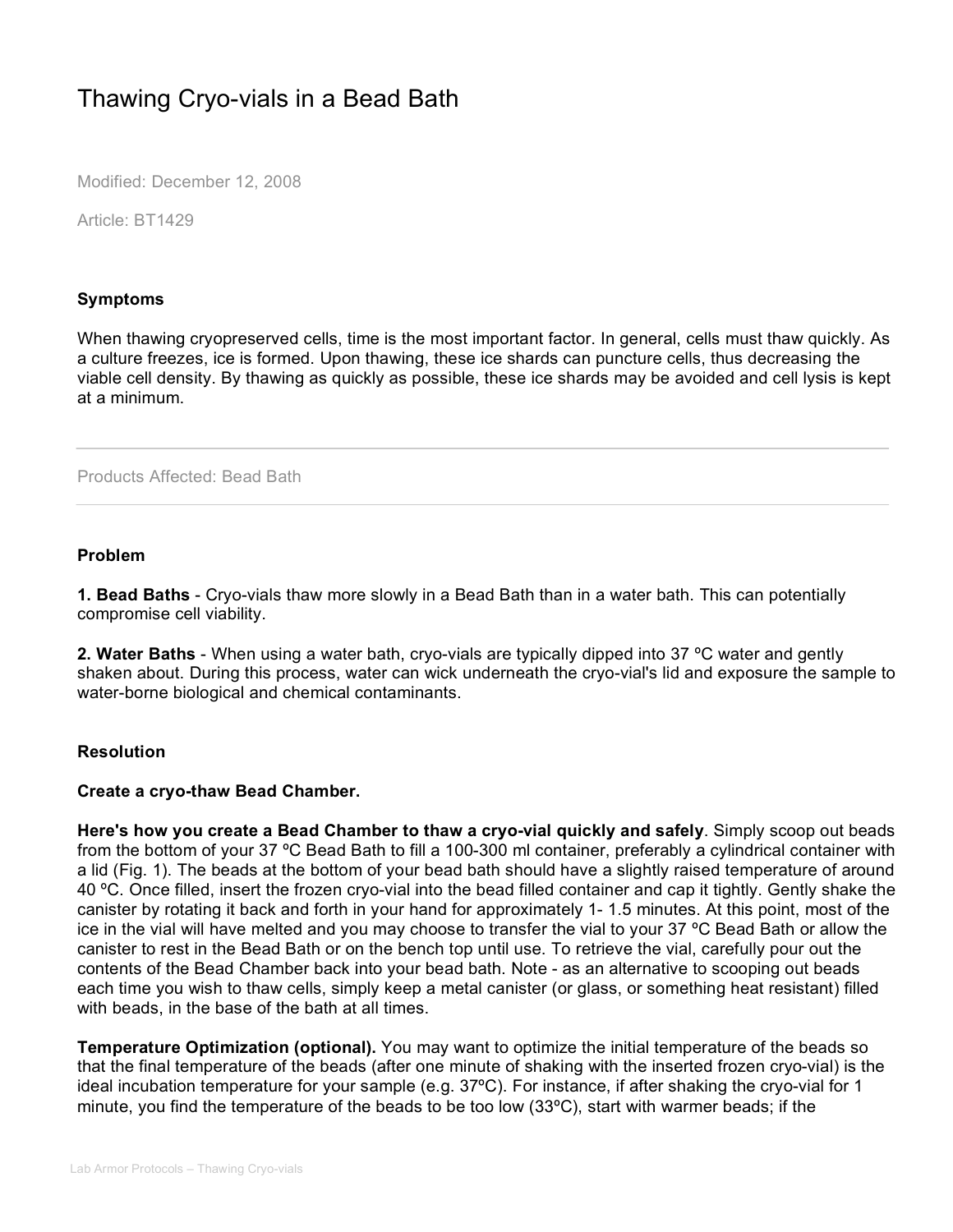# Thawing Cryo-vials in a Bead Bath

Modified: December 12, 2008

Article: BT1429

### Symptoms

When thawing cryopreserved cells, time is the most important factor. In general, cells must thaw quickly. As a culture freezes, ice is formed. Upon thawing, these ice shards can puncture cells, thus decreasing the viable cell density. By thawing as quickly as possible, these ice shards may be avoided and cell lysis is kept at a minimum.

---

Products Affected: Bead Bath

---

### Problem

**1. Bead Baths** - Cryo-vials thaw more slowly in a Bead Bath than in a water bath. This can potentially compromise cell viability.

**2. Water Baths** - When using a water bath, cryo-vials are typically dipped into 37 ºC water and gently shaken about. During this process, water can wick underneath the cryo-vial's lid and exposure the sample to water-borne biological and chemical contaminants.

### Resolution

**Create a cryo-thaw Bead Chamber.**

**Here's how you create a Bead Chamber to thaw a cryo-vial quickly and safely**. Simply scoop out beads from the bottom of your 37 ºC Bead Bath to fill a 100-300 ml container, preferably a cylindrical container with a lid (Fig. 1). The beads at the bottom of your bead bath should have a slightly raised temperature of around 40 ºC. Once filled, insert the frozen cryo-vial into the bead filled container and cap it tightly. Gently shake the canister by rotating it back and forth in your hand for approximately 1- 1.5 minutes. At this point, most of the ice in the vial will have melted and you may choose to transfer the vial to your 37 ºC Bead Bath or allow the canister to rest in the Bead Bath or on the bench top until use. To retrieve the vial, carefully pour out the contents of the Bead Chamber back into your bead bath. Note - as an alternative to scooping out beads each time you wish to thaw cells, simply keep a metal canister (or glass, or something heat resistant) filled with beads, in the base of the bath at all times.

**Temperature Optimization (optional).** You may want to optimize the initial temperature of the beads so that the final temperature of the beads (after one minute of shaking with the inserted frozen cryo-vial) is the ideal incubation temperature for your sample (e.g. 37ºC). For instance, if after shaking the cryo-vial for 1 minute, you find the temperature of the beads to be too low (33ºC), start with warmer beads; if the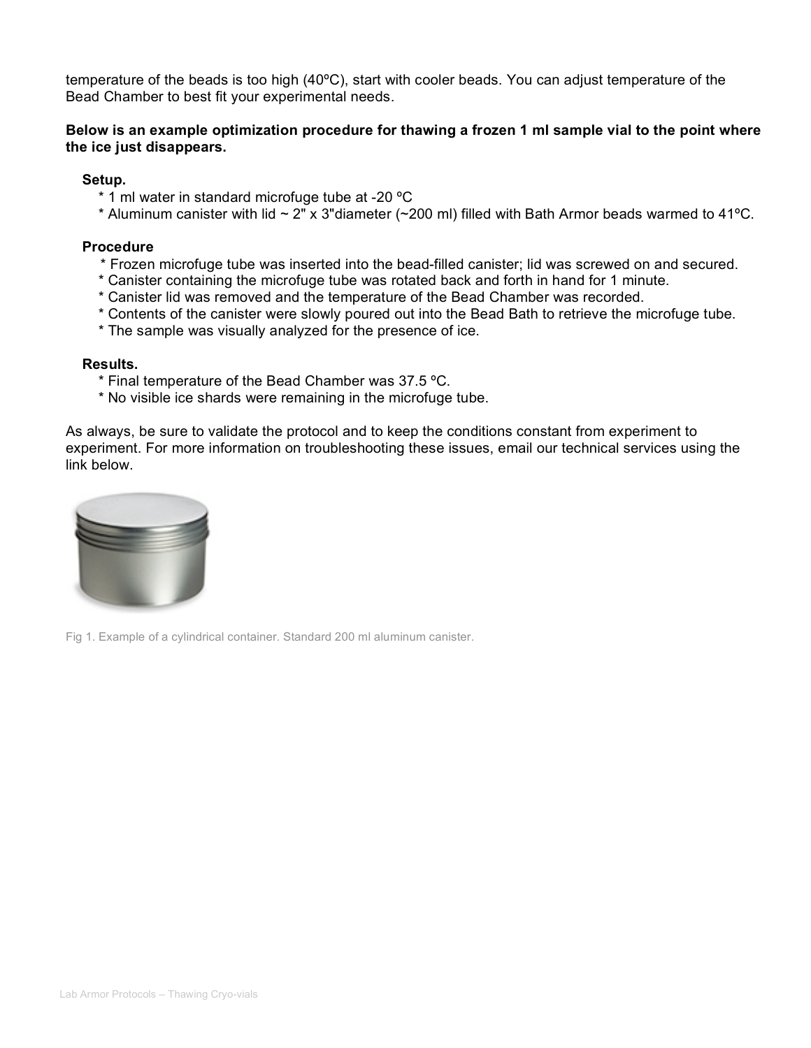temperature of the beads is too high (40ºC), start with cooler beads. You can adjust temperature of the Bead Chamber to best fit your experimental needs.

**Below is an example optimization procedure for thawing a frozen 1 ml sample vial to the point where the ice just disappears.**

**Setup.**

* 1 ml water in standard microfuge tube at -20 ºC
* Aluminum canister with lid ~ 2" x 3"diameter (~200 ml) filled with Bath Armor beads warmed to 41ºC.

**Procedure**

* Frozen microfuge tube was inserted into the bead-filled canister; lid was screwed on and secured.
* Canister containing the microfuge tube was rotated back and forth in hand for 1 minute.
* Canister lid was removed and the temperature of the Bead Chamber was recorded.
* Contents of the canister were slowly poured out into the Bead Bath to retrieve the microfuge tube.
* The sample was visually analyzed for the presence of ice.

**Results.**

* Final temperature of the Bead Chamber was 37.5 ºC.
* No visible ice shards were remaining in the microfuge tube.

As always, be sure to validate the protocol and to keep the conditions constant from experiment to experiment. For more information on troubleshooting these issues, email our technical services using the link below.

Fig 1. Example of a cylindrical container. Standard 200 ml aluminum canister.